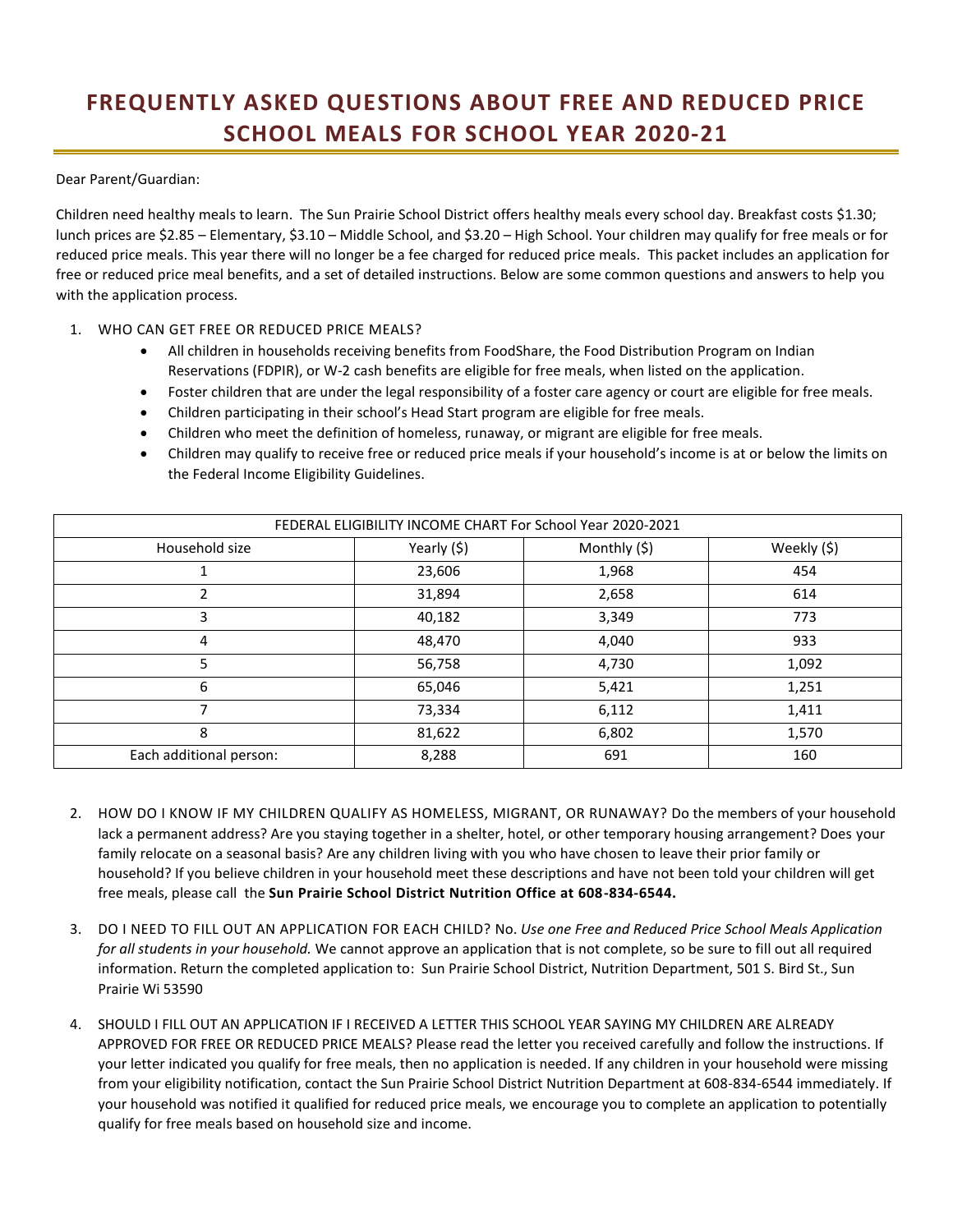# FREQUENTLY ASKED QUESTIONS ABOUT FREE AND REDUCED PRICE SCHOOL MEALS FOR SCHOOL YEAR 2020-21

Dear Parent/Guardian:

Children need healthy meals to learn. The Sun Prairie School District offers healthy meals every school day. Breakfast costs $1.30; lunch prices are $2.85 – Elementary, $3.10 – Middle School, and $3.20 – High School. Your children may qualify for free meals or for reduced price meals. This year there will no longer be a fee charged for reduced price meals. This packet includes an application for free or reduced price meal benefits, and a set of detailed instructions. Below are some common questions and answers to help you with the application process.

1. WHO CAN GET FREE OR REDUCED PRICE MEALS?
   - All children in households receiving benefits from FoodShare, the Food Distribution Program on Indian Reservations (FDPIR), or W-2 cash benefits are eligible for free meals, when listed on the application.
   - Foster children that are under the legal responsibility of a foster care agency or court are eligible for free meals.
   - Children participating in their school's Head Start program are eligible for free meals.
   - Children who meet the definition of homeless, runaway, or migrant are eligible for free meals.
   - Children may qualify to receive free or reduced price meals if your household's income is at or below the limits on the Federal Income Eligibility Guidelines.

| FEDERAL ELIGIBILITY INCOME CHART For School Year 2020-2021 | | | |
|---|---|---|---|
| Household size | Yearly ($) | Monthly ($) | Weekly ($) |
| 1 | 23,606 | 1,968 | 454 |
| 2 | 31,894 | 2,658 | 614 |
| 3 | 40,182 | 3,349 | 773 |
| 4 | 48,470 | 4,040 | 933 |
| 5 | 56,758 | 4,730 | 1,092 |
| 6 | 65,046 | 5,421 | 1,251 |
| 7 | 73,334 | 6,112 | 1,411 |
| 8 | 81,622 | 6,802 | 1,570 |
| Each additional person: | 8,288 | 691 | 160 |

2. HOW DO I KNOW IF MY CHILDREN QUALIFY AS HOMELESS, MIGRANT, OR RUNAWAY? Do the members of your household lack a permanent address? Are you staying together in a shelter, hotel, or other temporary housing arrangement? Does your family relocate on a seasonal basis? Are any children living with you who have chosen to leave their prior family or household? If you believe children in your household meet these descriptions and have not been told your children will get free meals, please call the **Sun Prairie School District Nutrition Office at 608-834-6544.**

3. DO I NEED TO FILL OUT AN APPLICATION FOR EACH CHILD? No. *Use one Free and Reduced Price School Meals Application for all students in your household.* We cannot approve an application that is not complete, so be sure to fill out all required information. Return the completed application to: Sun Prairie School District, Nutrition Department, 501 S. Bird St., Sun Prairie Wi 53590

4. SHOULD I FILL OUT AN APPLICATION IF I RECEIVED A LETTER THIS SCHOOL YEAR SAYING MY CHILDREN ARE ALREADY APPROVED FOR FREE OR REDUCED PRICE MEALS? Please read the letter you received carefully and follow the instructions. If your letter indicated you qualify for free meals, then no application is needed. If any children in your household were missing from your eligibility notification, contact the Sun Prairie School District Nutrition Department at 608-834-6544 immediately. If your household was notified it qualified for reduced price meals, we encourage you to complete an application to potentially qualify for free meals based on household size and income.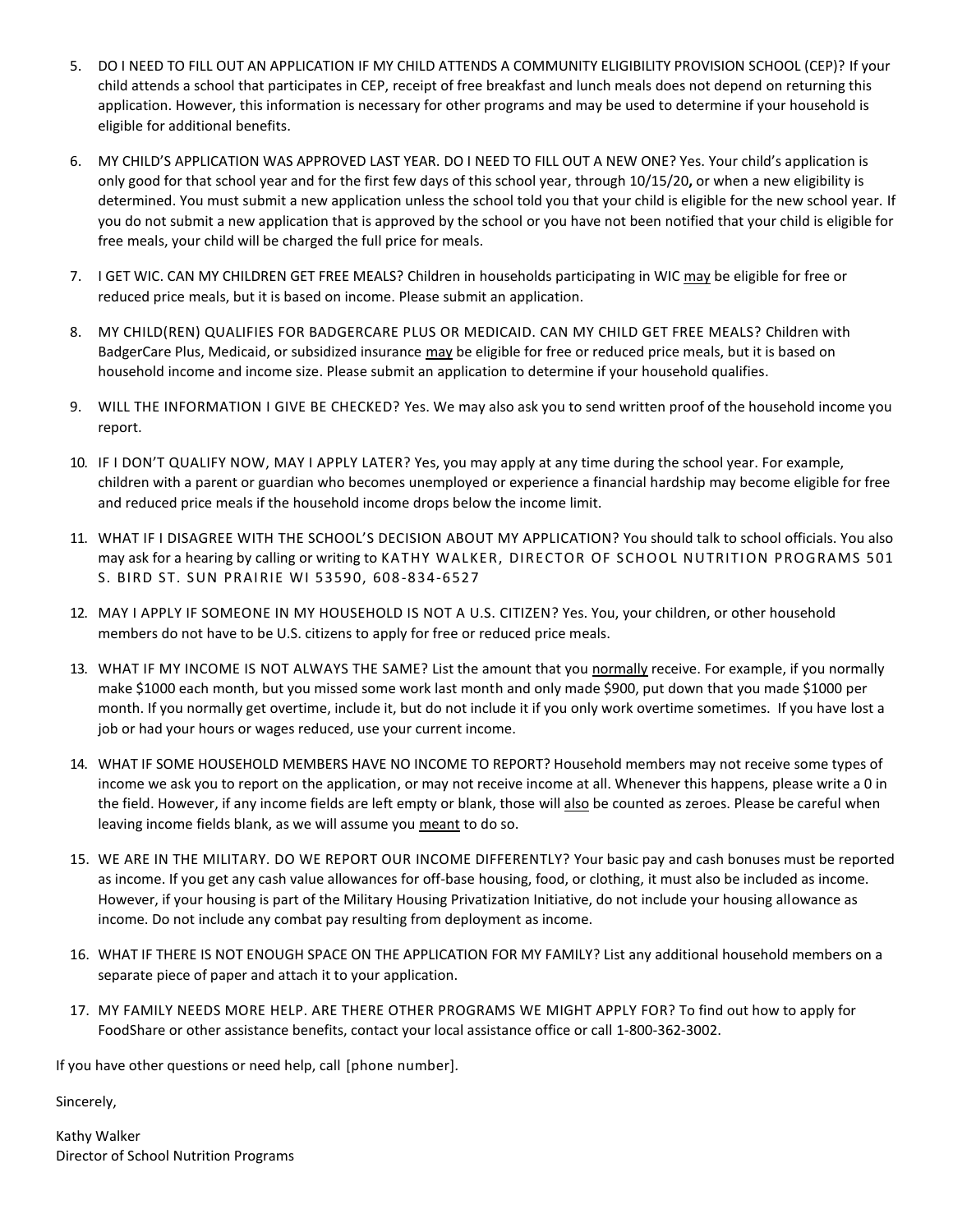5. DO I NEED TO FILL OUT AN APPLICATION IF MY CHILD ATTENDS A COMMUNITY ELIGIBILITY PROVISION SCHOOL (CEP)? If your child attends a school that participates in CEP, receipt of free breakfast and lunch meals does not depend on returning this application. However, this information is necessary for other programs and may be used to determine if your household is eligible for additional benefits.

6. MY CHILD'S APPLICATION WAS APPROVED LAST YEAR. DO I NEED TO FILL OUT A NEW ONE? Yes. Your child's application is only good for that school year and for the first few days of this school year, through 10/15/20**,** or when a new eligibility is determined. You must submit a new application unless the school told you that your child is eligible for the new school year. If you do not submit a new application that is approved by the school or you have not been notified that your child is eligible for free meals, your child will be charged the full price for meals.

7. I GET WIC. CAN MY CHILDREN GET FREE MEALS? Children in households participating in WIC <u>may</u> be eligible for free or reduced price meals, but it is based on income. Please submit an application.

8. MY CHILD(REN) QUALIFIES FOR BADGERCARE PLUS OR MEDICAID. CAN MY CHILD GET FREE MEALS? Children with BadgerCare Plus, Medicaid, or subsidized insurance <u>may</u> be eligible for free or reduced price meals, but it is based on household income and income size. Please submit an application to determine if your household qualifies.

9. WILL THE INFORMATION I GIVE BE CHECKED? Yes. We may also ask you to send written proof of the household income you report.

10. IF I DON'T QUALIFY NOW, MAY I APPLY LATER? Yes, you may apply at any time during the school year. For example, children with a parent or guardian who becomes unemployed or experience a financial hardship may become eligible for free and reduced price meals if the household income drops below the income limit.

11. WHAT IF I DISAGREE WITH THE SCHOOL'S DECISION ABOUT MY APPLICATION? You should talk to school officials. You also may ask for a hearing by calling or writing to KATHY WALKER, DIRECTOR OF SCHOOL NUTRITION PROGRAMS 501 S. BIRD ST. SUN PRAIRIE WI 53590, 608-834-6527

12. MAY I APPLY IF SOMEONE IN MY HOUSEHOLD IS NOT A U.S. CITIZEN? Yes. You, your children, or other household members do not have to be U.S. citizens to apply for free or reduced price meals.

13. WHAT IF MY INCOME IS NOT ALWAYS THE SAME? List the amount that you <u>normally</u> receive. For example, if you normally make $1000 each month, but you missed some work last month and only made $900, put down that you made $1000 per month. If you normally get overtime, include it, but do not include it if you only work overtime sometimes. If you have lost a job or had your hours or wages reduced, use your current income.

14. WHAT IF SOME HOUSEHOLD MEMBERS HAVE NO INCOME TO REPORT? Household members may not receive some types of income we ask you to report on the application, or may not receive income at all. Whenever this happens, please write a 0 in the field. However, if any income fields are left empty or blank, those will <u>also</u> be counted as zeroes. Please be careful when leaving income fields blank, as we will assume you <u>meant</u> to do so.

15. WE ARE IN THE MILITARY. DO WE REPORT OUR INCOME DIFFERENTLY? Your basic pay and cash bonuses must be reported as income. If you get any cash value allowances for off-base housing, food, or clothing, it must also be included as income. However, if your housing is part of the Military Housing Privatization Initiative, do not include your housing allowance as income. Do not include any combat pay resulting from deployment as income.

16. WHAT IF THERE IS NOT ENOUGH SPACE ON THE APPLICATION FOR MY FAMILY? List any additional household members on a separate piece of paper and attach it to your application.

17. MY FAMILY NEEDS MORE HELP. ARE THERE OTHER PROGRAMS WE MIGHT APPLY FOR? To find out how to apply for FoodShare or other assistance benefits, contact your local assistance office or call 1-800-362-3002.

If you have other questions or need help, call [phone number].

Sincerely,

Kathy Walker
Director of School Nutrition Programs